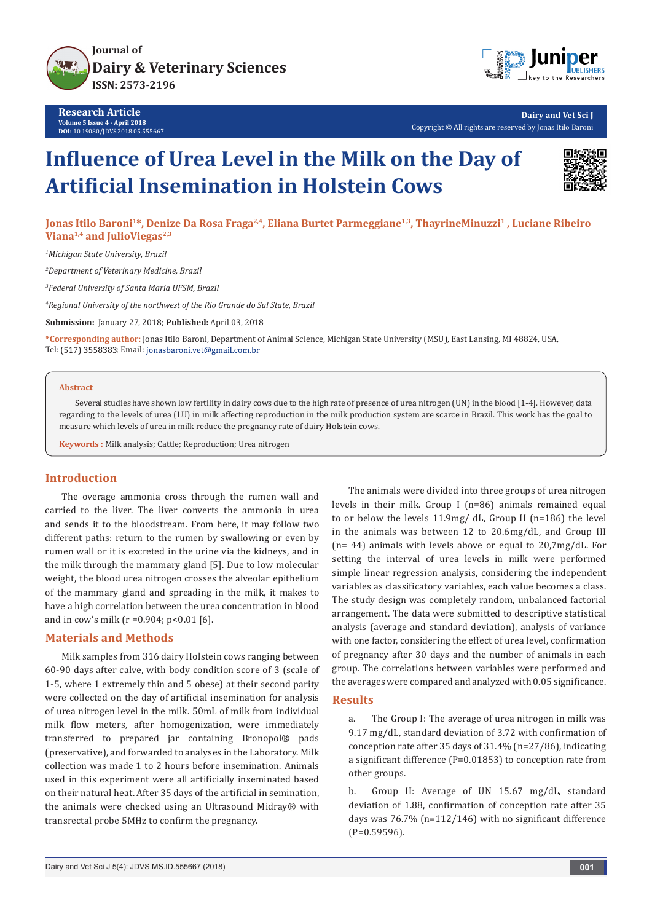Journal of
Dairy & Veterinary Sciences
ISSN: 2573-2196

**Research Article**
Volume 5 Issue 4 - April 2018
DOI: 10.19080/JDVS.2018.05.555667

Dairy and Vet Sci J
Copyright © All rights are reserved by Jonas Itilo Baroni

# Influence of Urea Level in the Milk on the Day of Artificial Insemination in Holstein Cows

**Jonas Itilo Baroni[1]*, Denize Da Rosa Fraga[2,4], Eliana Burtet Parmeggiane[1,3], ThayrineMinuzzi[1], Luciane Ribeiro Viana[1,4] and JulioViegas[2,3]**

*[1]Michigan State University, Brazil*

*[2]Department of Veterinary Medicine, Brazil*

*[3]Federal University of Santa Maria UFSM, Brazil*

*[4]Regional University of the northwest of the Rio Grande do Sul State, Brazil*

**Submission:** January 27, 2018; **Published:** April 03, 2018

***Corresponding author:** Jonas Itilo Baroni, Department of Animal Science, Michigan State University (MSU), East Lansing, MI 48824, USA, Tel: (517) 3558383; Email: jonasbaroni.vet@gmail.com.br

## Abstract

Several studies have shown low fertility in dairy cows due to the high rate of presence of urea nitrogen (UN) in the blood [1-4]. However, data regarding to the levels of urea (LU) in milk affecting reproduction in the milk production system are scarce in Brazil. This work has the goal to measure which levels of urea in milk reduce the pregnancy rate of dairy Holstein cows.

**Keywords :** Milk analysis; Cattle; Reproduction; Urea nitrogen

## Introduction

The overage ammonia cross through the rumen wall and carried to the liver. The liver converts the ammonia in urea and sends it to the bloodstream. From here, it may follow two different paths: return to the rumen by swallowing or even by rumen wall or it is excreted in the urine via the kidneys, and in the milk through the mammary gland [5]. Due to low molecular weight, the blood urea nitrogen crosses the alveolar epithelium of the mammary gland and spreading in the milk, it makes to have a high correlation between the urea concentration in blood and in cow's milk ($r = 0.904$; $p<0.01$ [6].

## Materials and Methods

Milk samples from 316 dairy Holstein cows ranging between 60-90 days after calve, with body condition score of 3 (scale of 1-5, where 1 extremely thin and 5 obese) at their second parity were collected on the day of artificial insemination for analysis of urea nitrogen level in the milk. 50mL of milk from individual milk flow meters, after homogenization, were immediately transferred to prepared jar containing Bronopol® pads (preservative), and forwarded to analyses in the Laboratory. Milk collection was made 1 to 2 hours before insemination. Animals used in this experiment were all artificially inseminated based on their natural heat. After 35 days of the artificial in semination, the animals were checked using an Ultrasound Midray® with transrectal probe 5MHz to confirm the pregnancy.

The animals were divided into three groups of urea nitrogen levels in their milk. Group I (n=86) animals remained equal to or below the levels 11.9mg/ dL, Group II (n=186) the level in the animals was between 12 to 20.6mg/dL, and Group III (n= 44) animals with levels above or equal to 20,7mg/dL. For setting the interval of urea levels in milk were performed simple linear regression analysis, considering the independent variables as classificatory variables, each value becomes a class. The study design was completely random, unbalanced factorial arrangement. The data were submitted to descriptive statistical analysis (average and standard deviation), analysis of variance with one factor, considering the effect of urea level, confirmation of pregnancy after 30 days and the number of animals in each group. The correlations between variables were performed and the averages were compared and analyzed with 0.05 significance.

## Results

a. The Group I: The average of urea nitrogen in milk was 9.17 mg/dL, standard deviation of 3.72 with confirmation of conception rate after 35 days of 31.4% (n=27/86), indicating a significant difference (P=0.01853) to conception rate from other groups.

b. Group II: Average of UN 15.67 mg/dL, standard deviation of 1.88, confirmation of conception rate after 35 days was 76.7% (n=112/146) with no significant difference (P=0.59596).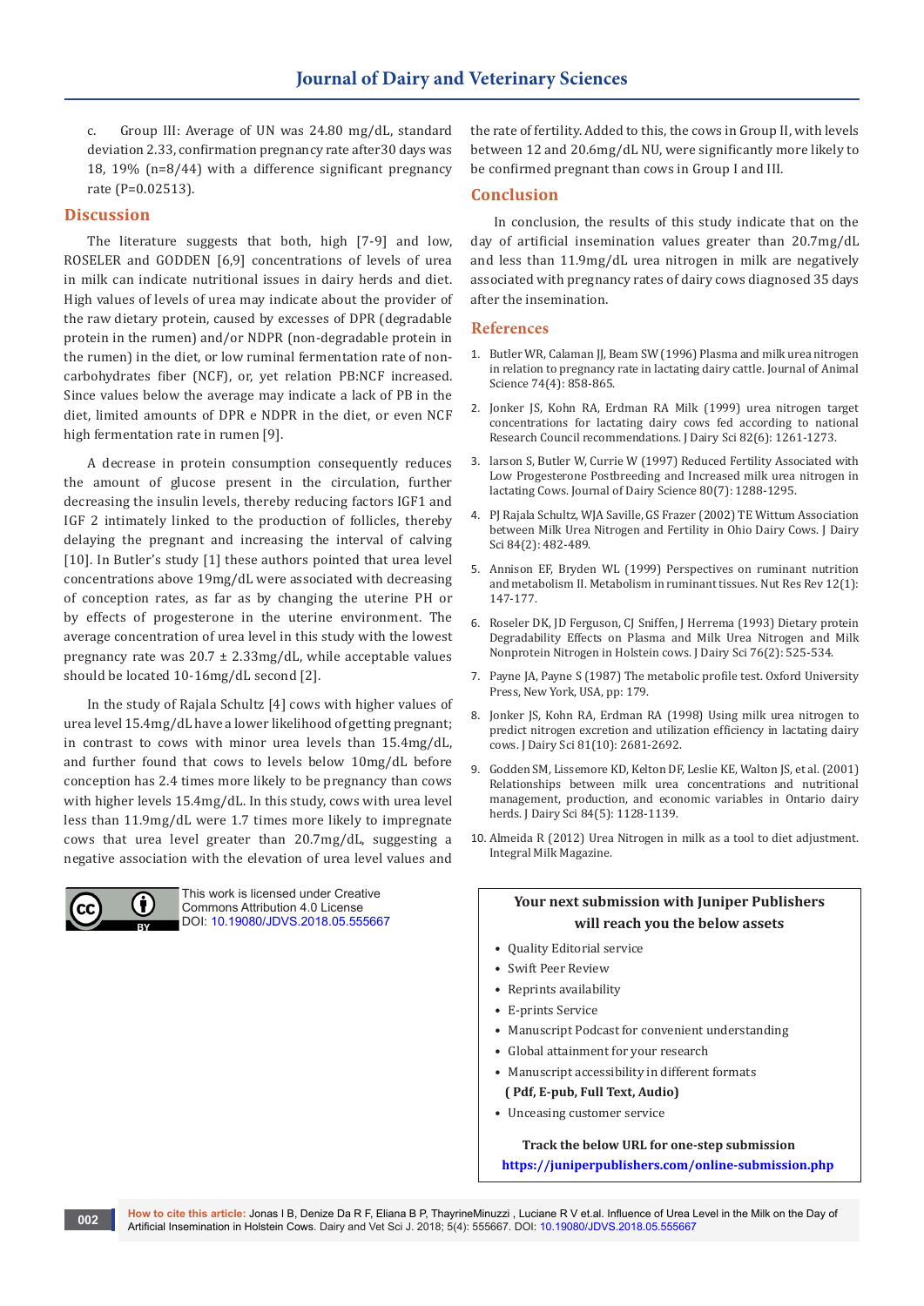c. Group III: Average of UN was 24.80 mg/dL, standard deviation 2.33, confirmation pregnancy rate after30 days was 18, 19% (n=8/44) with a difference significant pregnancy rate (P=0.02513).

## Discussion

The literature suggests that both, high [7-9] and low, ROSELER and GODDEN [6,9] concentrations of levels of urea in milk can indicate nutritional issues in dairy herds and diet. High values of levels of urea may indicate about the provider of the raw dietary protein, caused by excesses of DPR (degradable protein in the rumen) and/or NDPR (non-degradable protein in the rumen) in the diet, or low ruminal fermentation rate of non-carbohydrates fiber (NCF), or, yet relation PB:NCF increased. Since values below the average may indicate a lack of PB in the diet, limited amounts of DPR e NDPR in the diet, or even NCF high fermentation rate in rumen [9].

A decrease in protein consumption consequently reduces the amount of glucose present in the circulation, further decreasing the insulin levels, thereby reducing factors IGF1 and IGF 2 intimately linked to the production of follicles, thereby delaying the pregnant and increasing the interval of calving [10]. In Butler's study [1] these authors pointed that urea level concentrations above 19mg/dL were associated with decreasing of conception rates, as far as by changing the uterine PH or by effects of progesterone in the uterine environment. The average concentration of urea level in this study with the lowest pregnancy rate was 20.7 ± 2.33mg/dL, while acceptable values should be located 10-16mg/dL second [2].

In the study of Rajala Schultz [4] cows with higher values of urea level 15.4mg/dL have a lower likelihood of getting pregnant; in contrast to cows with minor urea levels than 15.4mg/dL, and further found that cows to levels below 10mg/dL before conception has 2.4 times more likely to be pregnancy than cows with higher levels 15.4mg/dL. In this study, cows with urea level less than 11.9mg/dL were 1.7 times more likely to impregnate cows that urea level greater than 20.7mg/dL, suggesting a negative association with the elevation of urea level values and the rate of fertility. Added to this, the cows in Group II, with levels between 12 and 20.6mg/dL NU, were significantly more likely to be confirmed pregnant than cows in Group I and III.

## Conclusion

In conclusion, the results of this study indicate that on the day of artificial insemination values greater than 20.7mg/dL and less than 11.9mg/dL urea nitrogen in milk are negatively associated with pregnancy rates of dairy cows diagnosed 35 days after the insemination.

## References

1. Butler WR, Calaman JJ, Beam SW (1996) Plasma and milk urea nitrogen in relation to pregnancy rate in lactating dairy cattle. Journal of Animal Science 74(4): 858-865.
2. Jonker JS, Kohn RA, Erdman RA Milk (1999) urea nitrogen target concentrations for lactating dairy cows fed according to national Research Council recommendations. J Dairy Sci 82(6): 1261-1273.
3. larson S, Butler W, Currie W (1997) Reduced Fertility Associated with Low Progesterone Postbreeding and Increased milk urea nitrogen in lactating Cows. Journal of Dairy Science 80(7): 1288-1295.
4. PJ Rajala Schultz, WJA Saville, GS Frazer (2002) TE Wittum Association between Milk Urea Nitrogen and Fertility in Ohio Dairy Cows. J Dairy Sci 84(2): 482-489.
5. Annison EF, Bryden WL (1999) Perspectives on ruminant nutrition and metabolism II. Metabolism in ruminant tissues. Nut Res Rev 12(1): 147-177.
6. Roseler DK, JD Ferguson, CJ Sniffen, J Herrema (1993) Dietary protein Degradability Effects on Plasma and Milk Urea Nitrogen and Milk Nonprotein Nitrogen in Holstein cows. J Dairy Sci 76(2): 525-534.
7. Payne JA, Payne S (1987) The metabolic profile test. Oxford University Press, New York, USA, pp: 179.
8. Jonker JS, Kohn RA, Erdman RA (1998) Using milk urea nitrogen to predict nitrogen excretion and utilization efficiency in lactating dairy cows. J Dairy Sci 81(10): 2681-2692.
9. Godden SM, Lissemore KD, Kelton DF, Leslie KE, Walton JS, et al. (2001) Relationships between milk urea concentrations and nutritional management, production, and economic variables in Ontario dairy herds. J Dairy Sci 84(5): 1128-1139.
10. Almeida R (2012) Urea Nitrogen in milk as a tool to diet adjustment. Integral Milk Magazine.

This work is licensed under Creative Commons Attribution 4.0 License
DOI: 10.19080/JDVS.2018.05.555667

**Your next submission with Juniper Publishers will reach you the below assets**

- Quality Editorial service
- Swift Peer Review
- Reprints availability
- E-prints Service
- Manuscript Podcast for convenient understanding
- Global attainment for your research
- Manuscript accessibility in different formats
  **( Pdf, E-pub, Full Text, Audio)**
- Unceasing customer service

**Track the URL for one-step submission**
**https://juniperpublishers.com/online-submission.php**

**How to cite this article:** Jonas I B, Denize Da R F, Eliana B P, ThayrineMinuzzi , Luciane R V et.al. Influence of Urea Level in the Milk on the Day of Artificial Insemination in Holstein Cows. Dairy and Vet Sci J. 2018; 5(4): 555667. DOI: 10.19080/JDVS.2018.05.555667